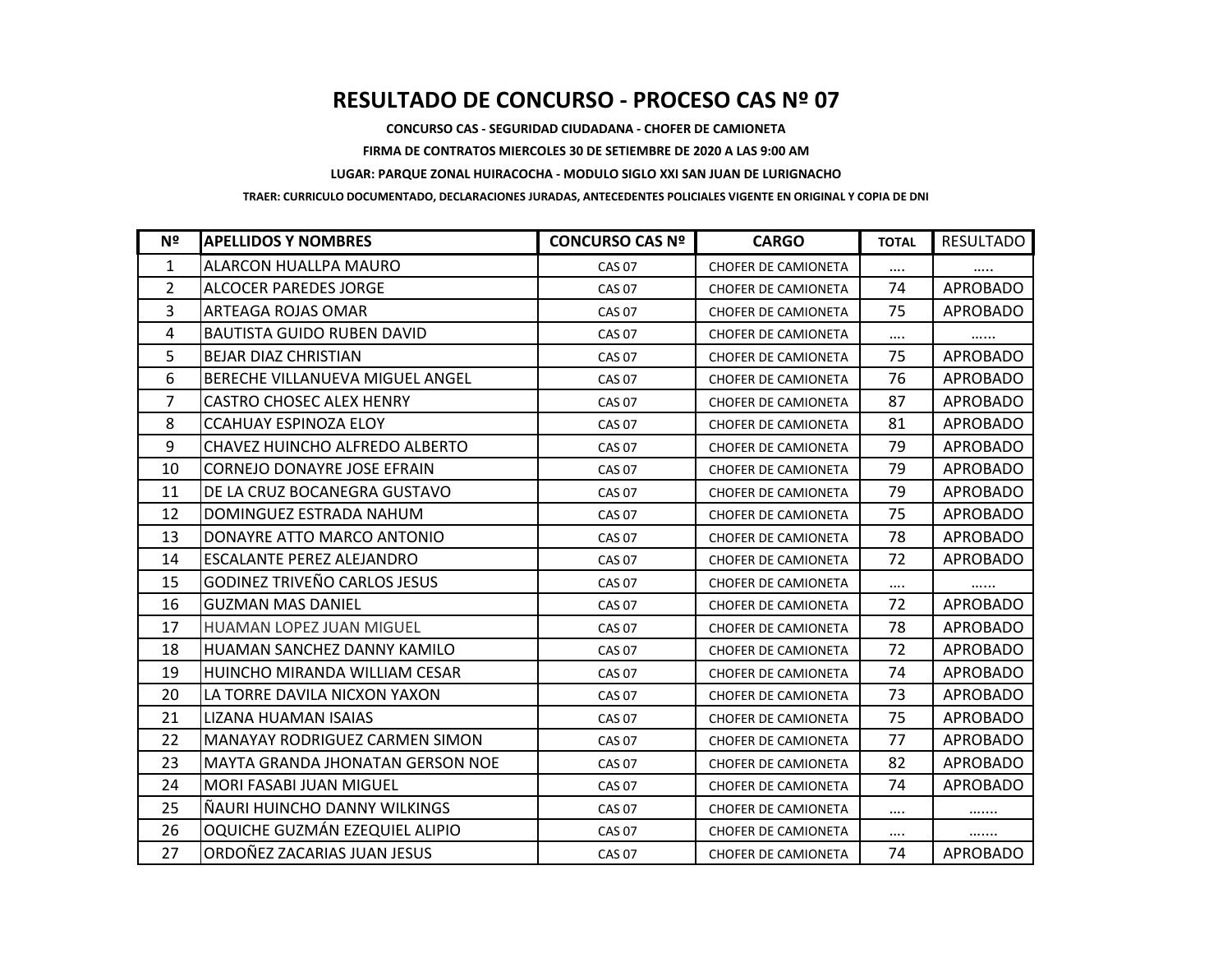# RESULTADO DE CONCURSO - PROCESO CAS Nº 07

**CONCURSO CAS - SEGURIDAD CIUDADANA - CHOFER DE CAMIONETA**

**FIRMA DE CONTRATOS MIERCOLES 30 DE SETIEMBRE DE 2020 A LAS 9:00 AM**

**LUGAR: PARQUE ZONAL HUIRACOCHA - MODULO SIGLO XXI SAN JUAN DE LURIGNACHO**

**TRAER: CURRICULO DOCUMENTADO, DECLARACIONES JURADAS, ANTECEDENTES POLICIALES VIGENTE EN ORIGINAL Y COPIA DE DNI**

| Nº | APELLIDOS Y NOMBRES | CONCURSO CAS Nº | CARGO | TOTAL | RESULTADO |
|---|---|---|---|---|---|
| 1 | ALARCON HUALLPA MAURO | CAS 07 | CHOFER DE CAMIONETA | .... | ..... |
| 2 | ALCOCER PAREDES JORGE | CAS 07 | CHOFER DE CAMIONETA | 74 | APROBADO |
| 3 | ARTEAGA ROJAS OMAR | CAS 07 | CHOFER DE CAMIONETA | 75 | APROBADO |
| 4 | BAUTISTA GUIDO RUBEN DAVID | CAS 07 | CHOFER DE CAMIONETA | .... | ...... |
| 5 | BEJAR DIAZ CHRISTIAN | CAS 07 | CHOFER DE CAMIONETA | 75 | APROBADO |
| 6 | BERECHE VILLANUEVA MIGUEL ANGEL | CAS 07 | CHOFER DE CAMIONETA | 76 | APROBADO |
| 7 | CASTRO CHOSEC ALEX HENRY | CAS 07 | CHOFER DE CAMIONETA | 87 | APROBADO |
| 8 | CCAHUAY ESPINOZA ELOY | CAS 07 | CHOFER DE CAMIONETA | 81 | APROBADO |
| 9 | CHAVEZ HUINCHO ALFREDO ALBERTO | CAS 07 | CHOFER DE CAMIONETA | 79 | APROBADO |
| 10 | CORNEJO DONAYRE JOSE EFRAIN | CAS 07 | CHOFER DE CAMIONETA | 79 | APROBADO |
| 11 | DE LA CRUZ BOCANEGRA GUSTAVO | CAS 07 | CHOFER DE CAMIONETA | 79 | APROBADO |
| 12 | DOMINGUEZ ESTRADA NAHUM | CAS 07 | CHOFER DE CAMIONETA | 75 | APROBADO |
| 13 | DONAYRE ATTO MARCO ANTONIO | CAS 07 | CHOFER DE CAMIONETA | 78 | APROBADO |
| 14 | ESCALANTE PEREZ ALEJANDRO | CAS 07 | CHOFER DE CAMIONETA | 72 | APROBADO |
| 15 | GODINEZ TRIVEÑO CARLOS JESUS | CAS 07 | CHOFER DE CAMIONETA | .... | ...... |
| 16 | GUZMAN MAS DANIEL | CAS 07 | CHOFER DE CAMIONETA | 72 | APROBADO |
| 17 | HUAMAN LOPEZ JUAN MIGUEL | CAS 07 | CHOFER DE CAMIONETA | 78 | APROBADO |
| 18 | HUAMAN SANCHEZ DANNY KAMILO | CAS 07 | CHOFER DE CAMIONETA | 72 | APROBADO |
| 19 | HUINCHO MIRANDA WILLIAM CESAR | CAS 07 | CHOFER DE CAMIONETA | 74 | APROBADO |
| 20 | LA TORRE DAVILA NICXON YAXON | CAS 07 | CHOFER DE CAMIONETA | 73 | APROBADO |
| 21 | LIZANA HUAMAN ISAIAS | CAS 07 | CHOFER DE CAMIONETA | 75 | APROBADO |
| 22 | MANAYAY RODRIGUEZ CARMEN SIMON | CAS 07 | CHOFER DE CAMIONETA | 77 | APROBADO |
| 23 | MAYTA GRANDA JHONATAN GERSON NOE | CAS 07 | CHOFER DE CAMIONETA | 82 | APROBADO |
| 24 | MORI FASABI JUAN MIGUEL | CAS 07 | CHOFER DE CAMIONETA | 74 | APROBADO |
| 25 | ÑAURI HUINCHO DANNY WILKINGS | CAS 07 | CHOFER DE CAMIONETA | .... | ....... |
| 26 | OQUICHE GUZMÁN EZEQUIEL ALIPIO | CAS 07 | CHOFER DE CAMIONETA | .... | ....... |
| 27 | ORDOÑEZ ZACARIAS JUAN JESUS | CAS 07 | CHOFER DE CAMIONETA | 74 | APROBADO |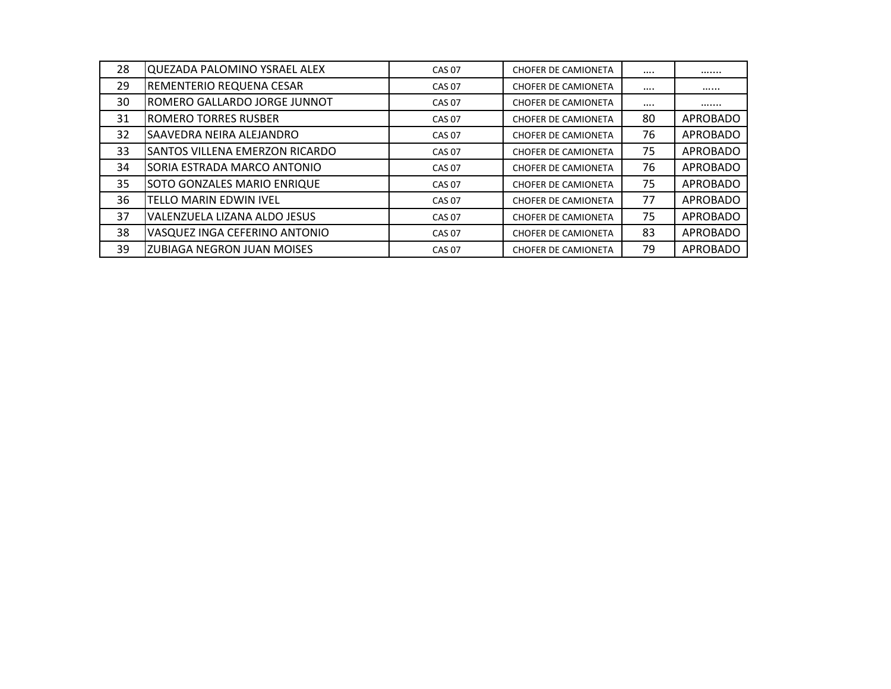| | | | | | |
|---|---|---|---|---|---|
| 28 | QUEZADA PALOMINO YSRAEL ALEX | CAS 07 | CHOFER DE CAMIONETA | …. | ……. |
| 29 | REMENTERIO REQUENA CESAR | CAS 07 | CHOFER DE CAMIONETA | …. | …… |
| 30 | ROMERO GALLARDO JORGE JUNNOT | CAS 07 | CHOFER DE CAMIONETA | …. | ……. |
| 31 | ROMERO TORRES RUSBER | CAS 07 | CHOFER DE CAMIONETA | 80 | APROBADO |
| 32 | SAAVEDRA NEIRA ALEJANDRO | CAS 07 | CHOFER DE CAMIONETA | 76 | APROBADO |
| 33 | SANTOS VILLENA EMERZON RICARDO | CAS 07 | CHOFER DE CAMIONETA | 75 | APROBADO |
| 34 | SORIA ESTRADA MARCO ANTONIO | CAS 07 | CHOFER DE CAMIONETA | 76 | APROBADO |
| 35 | SOTO GONZALES MARIO ENRIQUE | CAS 07 | CHOFER DE CAMIONETA | 75 | APROBADO |
| 36 | TELLO MARIN EDWIN IVEL | CAS 07 | CHOFER DE CAMIONETA | 77 | APROBADO |
| 37 | VALENZUELA LIZANA ALDO JESUS | CAS 07 | CHOFER DE CAMIONETA | 75 | APROBADO |
| 38 | VASQUEZ INGA CEFERINO ANTONIO | CAS 07 | CHOFER DE CAMIONETA | 83 | APROBADO |
| 39 | ZUBIAGA NEGRON JUAN MOISES | CAS 07 | CHOFER DE CAMIONETA | 79 | APROBADO |